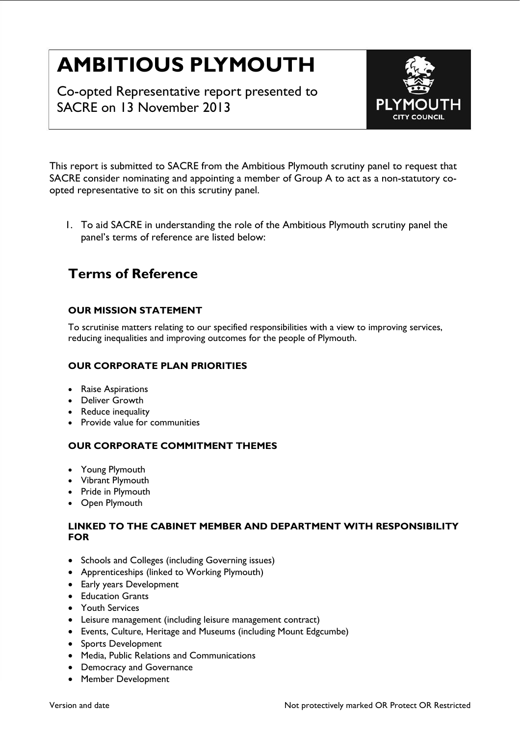# AMBITIOUS PLYMOUTH

Co-opted Representative report presented to SACRE on 13 November 2013

This report is submitted to SACRE from the Ambitious Plymouth scrutiny panel to request that SACRE consider nominating and appointing a member of Group A to act as a non-statutory co-opted representative to sit on this scrutiny panel.

1. To aid SACRE in understanding the role of the Ambitious Plymouth scrutiny panel the panel's terms of reference are listed below:

## Terms of Reference

### OUR MISSION STATEMENT

To scrutinise matters relating to our specified responsibilities with a view to improving services, reducing inequalities and improving outcomes for the people of Plymouth.

### OUR CORPORATE PLAN PRIORITIES

- Raise Aspirations
- Deliver Growth
- Reduce inequality
- Provide value for communities

### OUR CORPORATE COMMITMENT THEMES

- Young Plymouth
- Vibrant Plymouth
- Pride in Plymouth
- Open Plymouth

### LINKED TO THE CABINET MEMBER AND DEPARTMENT WITH RESPONSIBILITY FOR

- Schools and Colleges (including Governing issues)
- Apprenticeships (linked to Working Plymouth)
- Early years Development
- Education Grants
- Youth Services
- Leisure management (including leisure management contract)
- Events, Culture, Heritage and Museums (including Mount Edgcumbe)
- Sports Development
- Media, Public Relations and Communications
- Democracy and Governance
- Member Development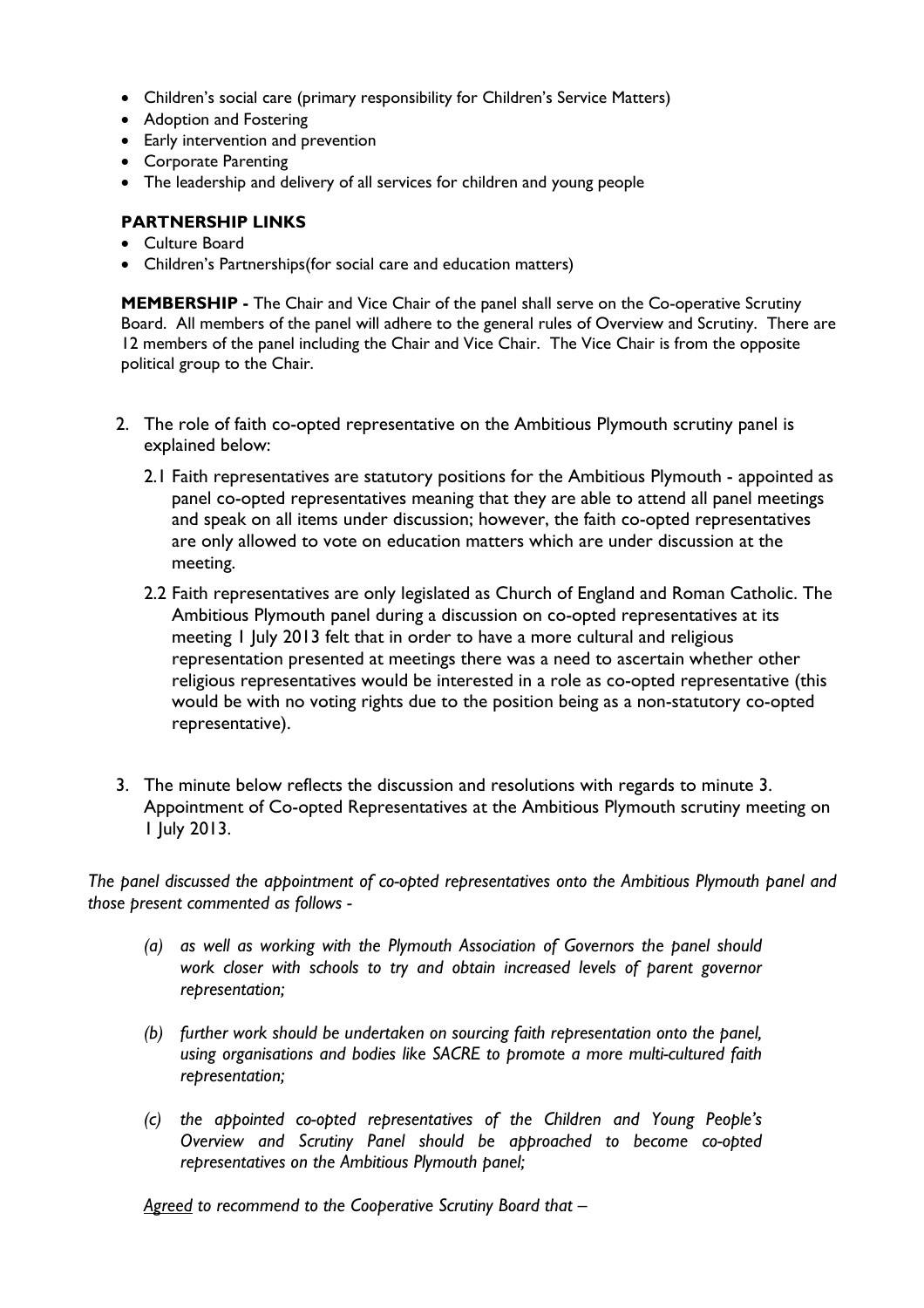- Children's social care (primary responsibility for Children's Service Matters)
- Adoption and Fostering
- Early intervention and prevention
- Corporate Parenting
- The leadership and delivery of all services for children and young people

**PARTNERSHIP LINKS**

- Culture Board
- Children's Partnerships(for social care and education matters)

**MEMBERSHIP -** The Chair and Vice Chair of the panel shall serve on the Co-operative Scrutiny Board. All members of the panel will adhere to the general rules of Overview and Scrutiny. There are 12 members of the panel including the Chair and Vice Chair. The Vice Chair is from the opposite political group to the Chair.

2. The role of faith co-opted representative on the Ambitious Plymouth scrutiny panel is explained below:

   2.1 Faith representatives are statutory positions for the Ambitious Plymouth - appointed as panel co-opted representatives meaning that they are able to attend all panel meetings and speak on all items under discussion; however, the faith co-opted representatives are only allowed to vote on education matters which are under discussion at the meeting.

   2.2 Faith representatives are only legislated as Church of England and Roman Catholic. The Ambitious Plymouth panel during a discussion on co-opted representatives at its meeting 1 July 2013 felt that in order to have a more cultural and religious representation presented at meetings there was a need to ascertain whether other religious representatives would be interested in a role as co-opted representative (this would be with no voting rights due to the position being as a non-statutory co-opted representative).

3. The minute below reflects the discussion and resolutions with regards to minute 3. Appointment of Co-opted Representatives at the Ambitious Plymouth scrutiny meeting on 1 July 2013.

*The panel discussed the appointment of co-opted representatives onto the Ambitious Plymouth panel and those present commented as follows -*

> *(a) as well as working with the Plymouth Association of Governors the panel should work closer with schools to try and obtain increased levels of parent governor representation;*
>
> *(b) further work should be undertaken on sourcing faith representation onto the panel, using organisations and bodies like SACRE to promote a more multi-cultured faith representation;*
>
> *(c) the appointed co-opted representatives of the Children and Young People's Overview and Scrutiny Panel should be approached to become co-opted representatives on the Ambitious Plymouth panel;*

*<u>Agreed</u> to recommend to the Cooperative Scrutiny Board that –*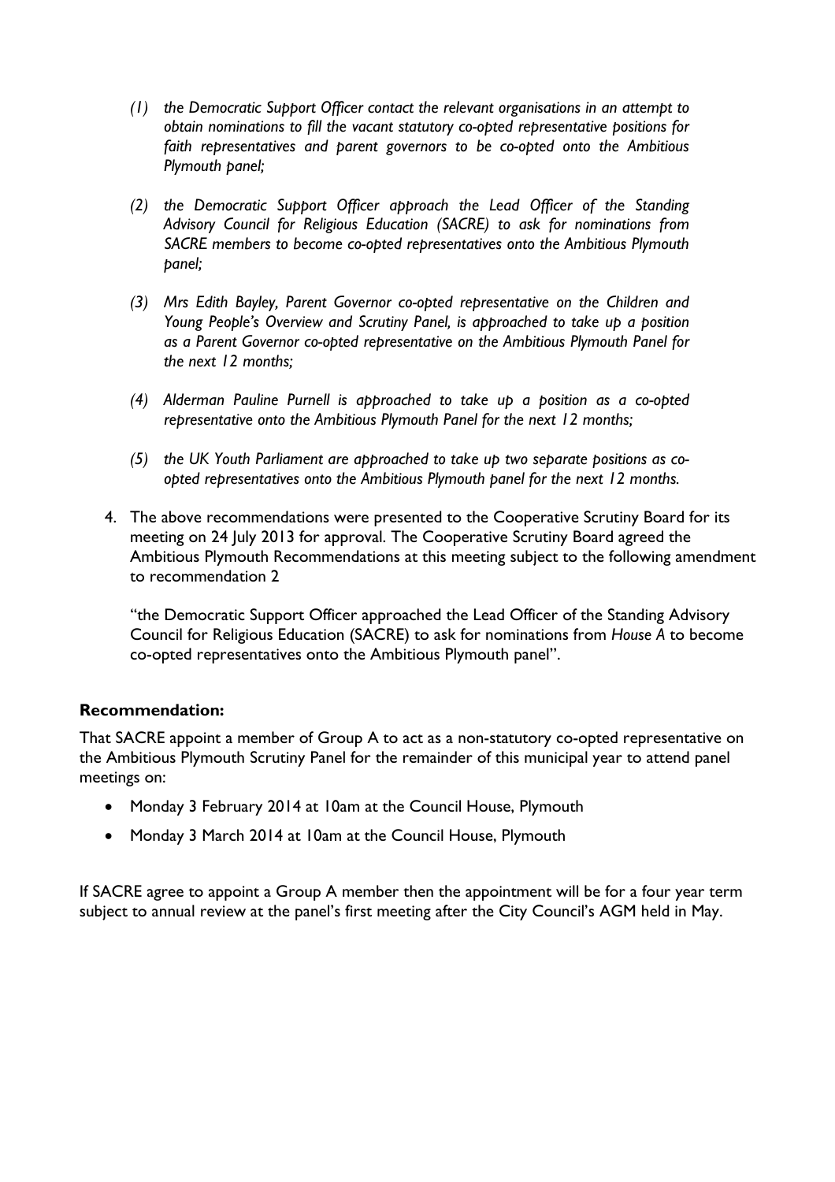*(1) the Democratic Support Officer contact the relevant organisations in an attempt to obtain nominations to fill the vacant statutory co-opted representative positions for faith representatives and parent governors to be co-opted onto the Ambitious Plymouth panel;*

*(2) the Democratic Support Officer approach the Lead Officer of the Standing Advisory Council for Religious Education (SACRE) to ask for nominations from SACRE members to become co-opted representatives onto the Ambitious Plymouth panel;*

*(3) Mrs Edith Bayley, Parent Governor co-opted representative on the Children and Young People's Overview and Scrutiny Panel, is approached to take up a position as a Parent Governor co-opted representative on the Ambitious Plymouth Panel for the next 12 months;*

*(4) Alderman Pauline Purnell is approached to take up a position as a co-opted representative onto the Ambitious Plymouth Panel for the next 12 months;*

*(5) the UK Youth Parliament are approached to take up two separate positions as co-opted representatives onto the Ambitious Plymouth panel for the next 12 months.*

4. The above recommendations were presented to the Cooperative Scrutiny Board for its meeting on 24 July 2013 for approval. The Cooperative Scrutiny Board agreed the Ambitious Plymouth Recommendations at this meeting subject to the following amendment to recommendation 2

   "the Democratic Support Officer approached the Lead Officer of the Standing Advisory Council for Religious Education (SACRE) to ask for nominations from *House A* to become co-opted representatives onto the Ambitious Plymouth panel".

**Recommendation:**

That SACRE appoint a member of Group A to act as a non-statutory co-opted representative on the Ambitious Plymouth Scrutiny Panel for the remainder of this municipal year to attend panel meetings on:

- Monday 3 February 2014 at 10am at the Council House, Plymouth
- Monday 3 March 2014 at 10am at the Council House, Plymouth

If SACRE agree to appoint a Group A member then the appointment will be for a four year term subject to annual review at the panel's first meeting after the City Council's AGM held in May.